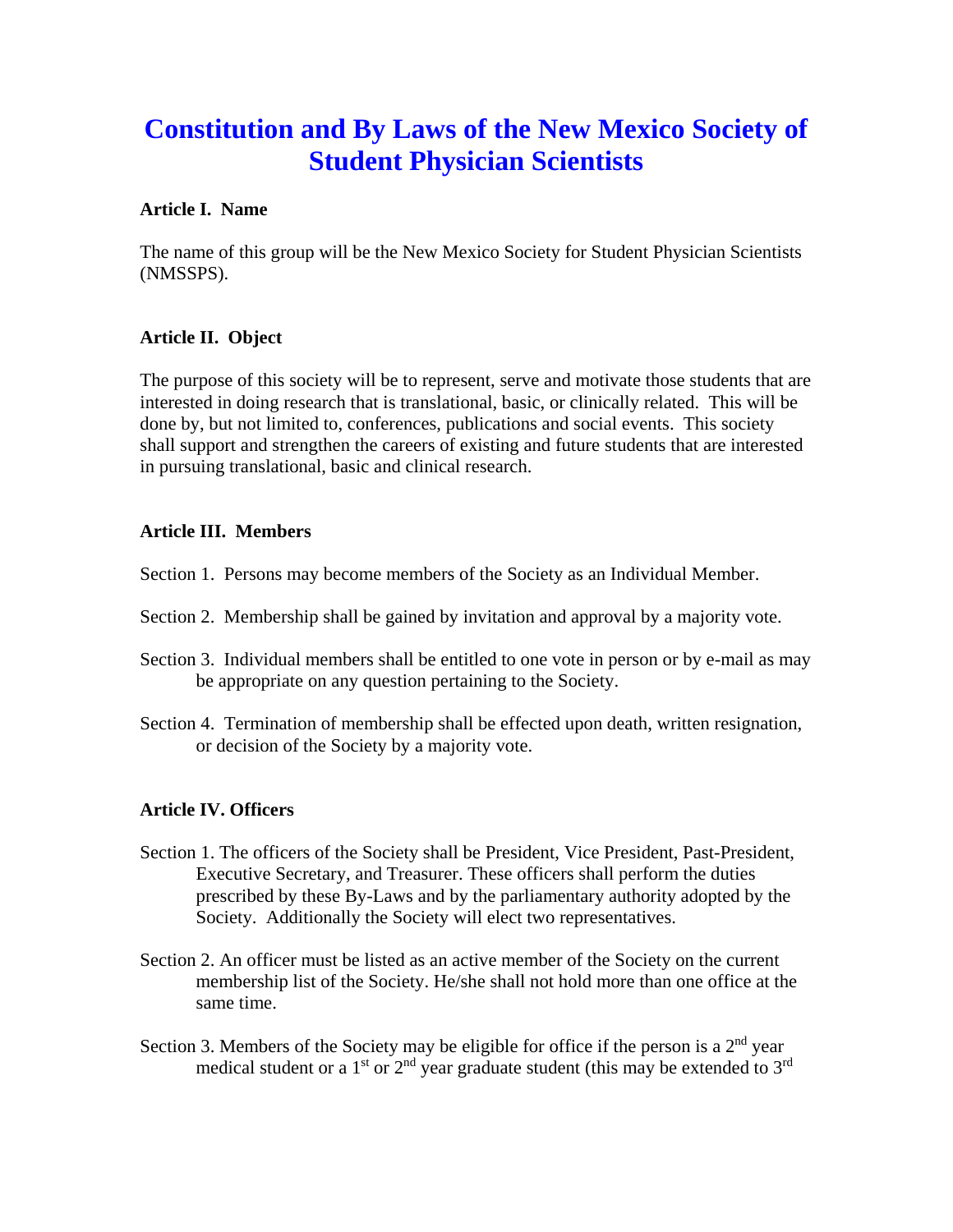# Constitution and By Laws of the New Mexico Society of Student Physician Scientists

### Article I. Name

The name of this group will be the New Mexico Society for Student Physician Scientists (NMSSPS).

### Article II. Object

The purpose of this society will be to represent, serve and motivate those students that are interested in doing research that is translational, basic, or clinically related. This will be done by, but not limited to, conferences, publications and social events. This society shall support and strengthen the careers of existing and future students that are interested in pursuing translational, basic and clinical research.

### Article III. Members

Section 1. Persons may become members of the Society as an Individual Member.

Section 2. Membership shall be gained by invitation and approval by a majority vote.

Section 3. Individual members shall be entitled to one vote in person or by e-mail as may be appropriate on any question pertaining to the Society.

Section 4. Termination of membership shall be effected upon death, written resignation, or decision of the Society by a majority vote.

### Article IV. Officers

Section 1. The officers of the Society shall be President, Vice President, Past-President, Executive Secretary, and Treasurer. These officers shall perform the duties prescribed by these By-Laws and by the parliamentary authority adopted by the Society. Additionally the Society will elect two representatives.

Section 2. An officer must be listed as an active member of the Society on the current membership list of the Society. He/she shall not hold more than one office at the same time.

Section 3. Members of the Society may be eligible for office if the person is a 2nd year medical student or a 1st or 2nd year graduate student (this may be extended to 3rd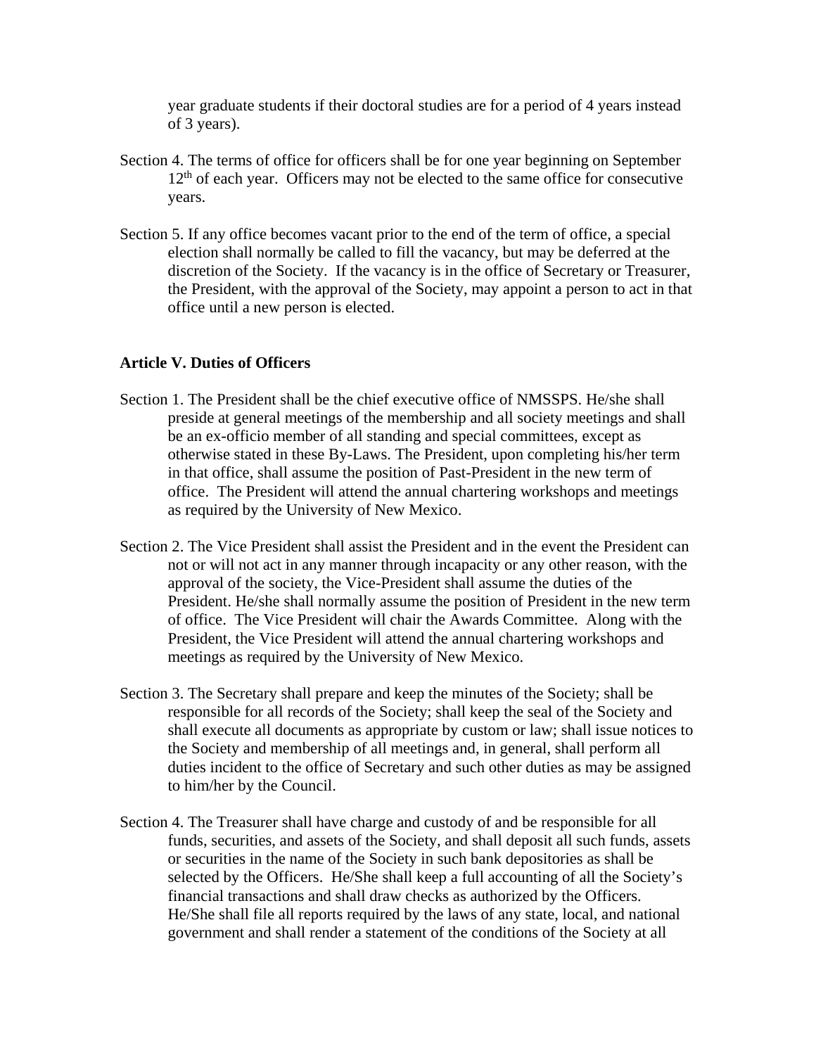year graduate students if their doctoral studies are for a period of 4 years instead of 3 years).

Section 4. The terms of office for officers shall be for one year beginning on September 12th of each year. Officers may not be elected to the same office for consecutive years.

Section 5. If any office becomes vacant prior to the end of the term of office, a special election shall normally be called to fill the vacancy, but may be deferred at the discretion of the Society. If the vacancy is in the office of Secretary or Treasurer, the President, with the approval of the Society, may appoint a person to act in that office until a new person is elected.

**Article V. Duties of Officers**

Section 1. The President shall be the chief executive office of NMSSPS. He/she shall preside at general meetings of the membership and all society meetings and shall be an ex-officio member of all standing and special committees, except as otherwise stated in these By-Laws. The President, upon completing his/her term in that office, shall assume the position of Past-President in the new term of office. The President will attend the annual chartering workshops and meetings as required by the University of New Mexico.

Section 2. The Vice President shall assist the President and in the event the President can not or will not act in any manner through incapacity or any other reason, with the approval of the society, the Vice-President shall assume the duties of the President. He/she shall normally assume the position of President in the new term of office. The Vice President will chair the Awards Committee. Along with the President, the Vice President will attend the annual chartering workshops and meetings as required by the University of New Mexico.

Section 3. The Secretary shall prepare and keep the minutes of the Society; shall be responsible for all records of the Society; shall keep the seal of the Society and shall execute all documents as appropriate by custom or law; shall issue notices to the Society and membership of all meetings and, in general, shall perform all duties incident to the office of Secretary and such other duties as may be assigned to him/her by the Council.

Section 4. The Treasurer shall have charge and custody of and be responsible for all funds, securities, and assets of the Society, and shall deposit all such funds, assets or securities in the name of the Society in such bank depositories as shall be selected by the Officers. He/She shall keep a full accounting of all the Society's financial transactions and shall draw checks as authorized by the Officers. He/She shall file all reports required by the laws of any state, local, and national government and shall render a statement of the conditions of the Society at all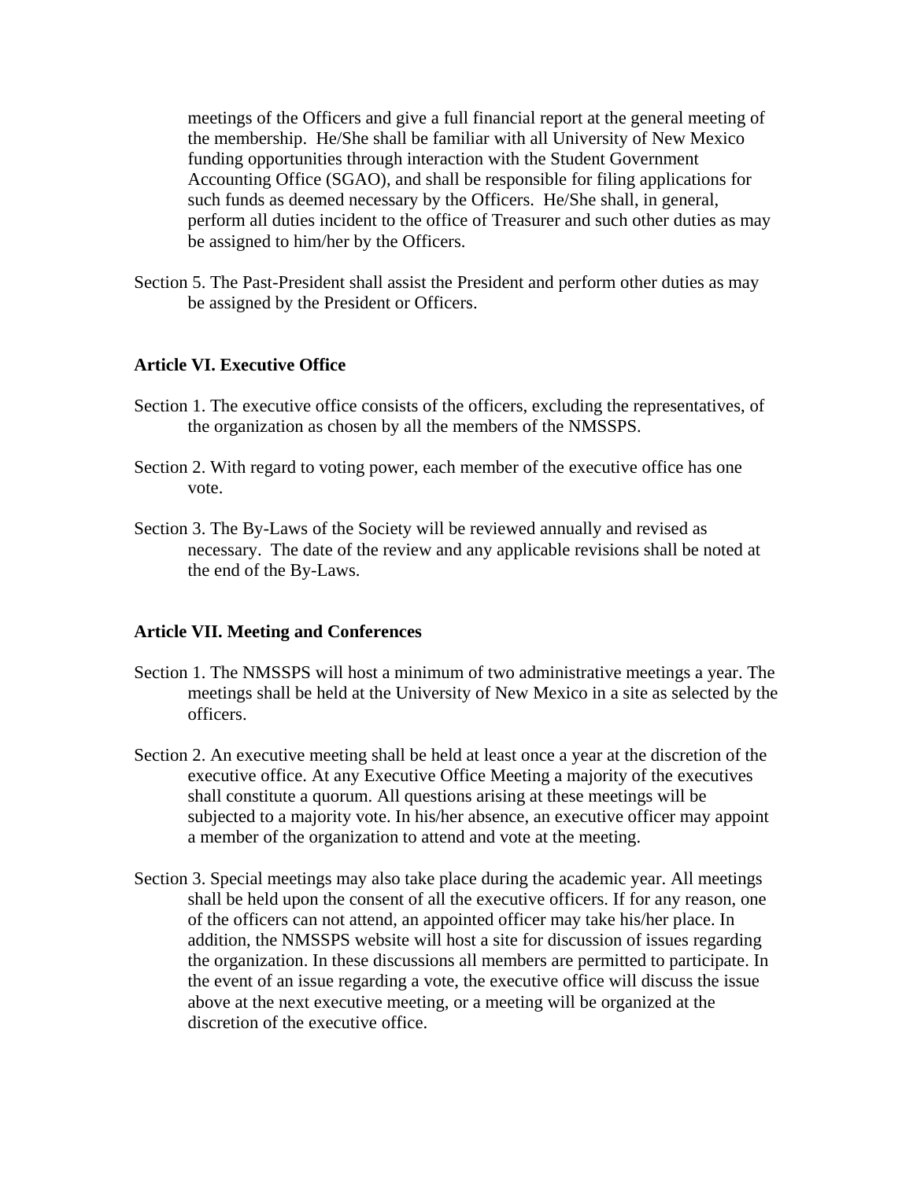meetings of the Officers and give a full financial report at the general meeting of the membership. He/She shall be familiar with all University of New Mexico funding opportunities through interaction with the Student Government Accounting Office (SGAO), and shall be responsible for filing applications for such funds as deemed necessary by the Officers. He/She shall, in general, perform all duties incident to the office of Treasurer and such other duties as may be assigned to him/her by the Officers.

Section 5. The Past-President shall assist the President and perform other duties as may be assigned by the President or Officers.

**Article VI. Executive Office**

Section 1. The executive office consists of the officers, excluding the representatives, of the organization as chosen by all the members of the NMSSPS.

Section 2. With regard to voting power, each member of the executive office has one vote.

Section 3. The By-Laws of the Society will be reviewed annually and revised as necessary. The date of the review and any applicable revisions shall be noted at the end of the By-Laws.

**Article VII. Meeting and Conferences**

Section 1. The NMSSPS will host a minimum of two administrative meetings a year. The meetings shall be held at the University of New Mexico in a site as selected by the officers.

Section 2. An executive meeting shall be held at least once a year at the discretion of the executive office. At any Executive Office Meeting a majority of the executives shall constitute a quorum. All questions arising at these meetings will be subjected to a majority vote. In his/her absence, an executive officer may appoint a member of the organization to attend and vote at the meeting.

Section 3. Special meetings may also take place during the academic year. All meetings shall be held upon the consent of all the executive officers. If for any reason, one of the officers can not attend, an appointed officer may take his/her place. In addition, the NMSSPS website will host a site for discussion of issues regarding the organization. In these discussions all members are permitted to participate. In the event of an issue regarding a vote, the executive office will discuss the issue above at the next executive meeting, or a meeting will be organized at the discretion of the executive office.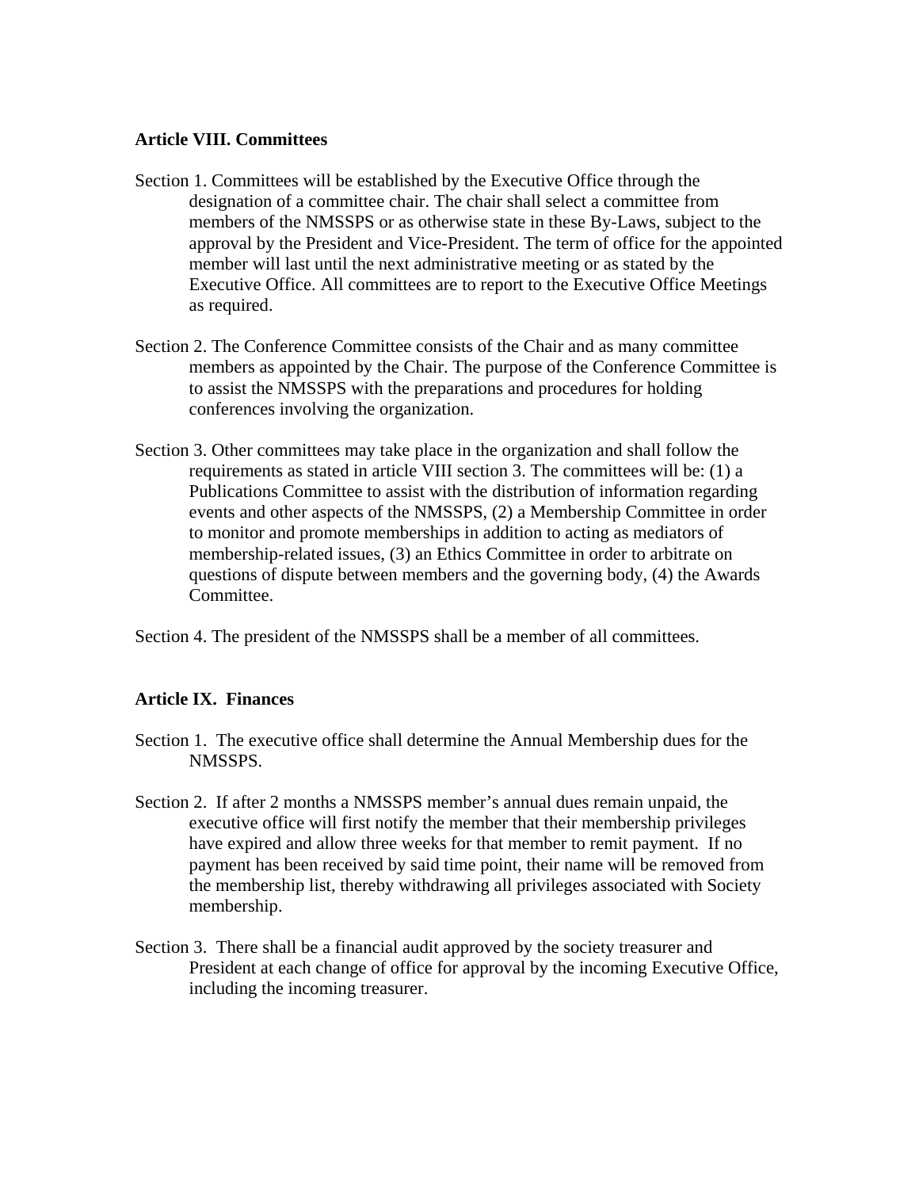**Article VIII. Committees**

Section 1. Committees will be established by the Executive Office through the designation of a committee chair. The chair shall select a committee from members of the NMSSPS or as otherwise state in these By-Laws, subject to the approval by the President and Vice-President. The term of office for the appointed member will last until the next administrative meeting or as stated by the Executive Office. All committees are to report to the Executive Office Meetings as required.

Section 2. The Conference Committee consists of the Chair and as many committee members as appointed by the Chair. The purpose of the Conference Committee is to assist the NMSSPS with the preparations and procedures for holding conferences involving the organization.

Section 3. Other committees may take place in the organization and shall follow the requirements as stated in article VIII section 3. The committees will be: (1) a Publications Committee to assist with the distribution of information regarding events and other aspects of the NMSSPS, (2) a Membership Committee in order to monitor and promote memberships in addition to acting as mediators of membership-related issues, (3) an Ethics Committee in order to arbitrate on questions of dispute between members and the governing body, (4) the Awards Committee.

Section 4. The president of the NMSSPS shall be a member of all committees.

**Article IX. Finances**

Section 1. The executive office shall determine the Annual Membership dues for the NMSSPS.

Section 2. If after 2 months a NMSSPS member's annual dues remain unpaid, the executive office will first notify the member that their membership privileges have expired and allow three weeks for that member to remit payment. If no payment has been received by said time point, their name will be removed from the membership list, thereby withdrawing all privileges associated with Society membership.

Section 3. There shall be a financial audit approved by the society treasurer and President at each change of office for approval by the incoming Executive Office, including the incoming treasurer.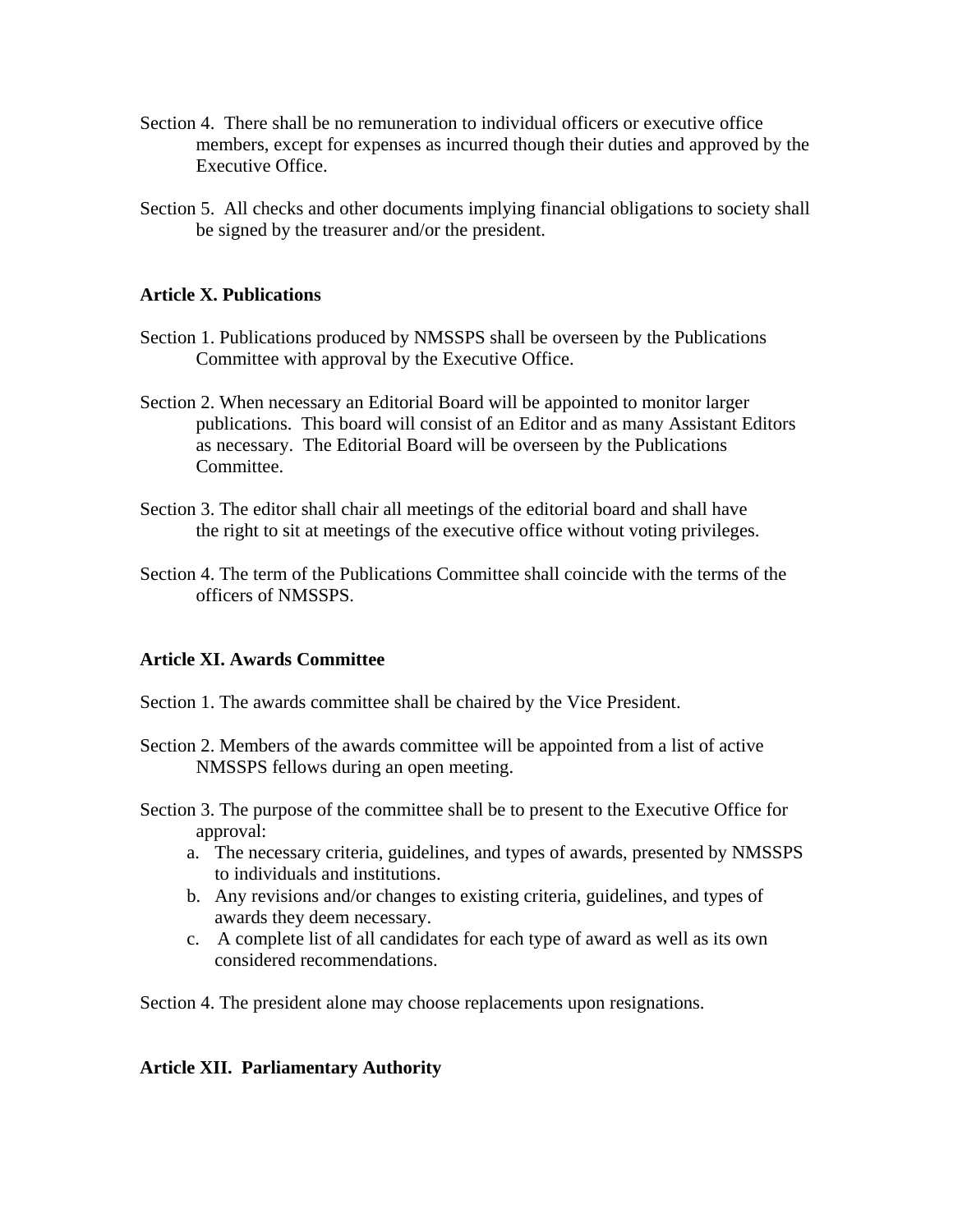Section 4. There shall be no remuneration to individual officers or executive office members, except for expenses as incurred though their duties and approved by the Executive Office.

Section 5. All checks and other documents implying financial obligations to society shall be signed by the treasurer and/or the president.

**Article X. Publications**

Section 1. Publications produced by NMSSPS shall be overseen by the Publications Committee with approval by the Executive Office.

Section 2. When necessary an Editorial Board will be appointed to monitor larger publications. This board will consist of an Editor and as many Assistant Editors as necessary. The Editorial Board will be overseen by the Publications Committee.

Section 3. The editor shall chair all meetings of the editorial board and shall have the right to sit at meetings of the executive office without voting privileges.

Section 4. The term of the Publications Committee shall coincide with the terms of the officers of NMSSPS.

**Article XI. Awards Committee**

Section 1. The awards committee shall be chaired by the Vice President.

Section 2. Members of the awards committee will be appointed from a list of active NMSSPS fellows during an open meeting.

Section 3. The purpose of the committee shall be to present to the Executive Office for approval:

a. The necessary criteria, guidelines, and types of awards, presented by NMSSPS to individuals and institutions.
b. Any revisions and/or changes to existing criteria, guidelines, and types of awards they deem necessary.
c. A complete list of all candidates for each type of award as well as its own considered recommendations.

Section 4. The president alone may choose replacements upon resignations.

**Article XII. Parliamentary Authority**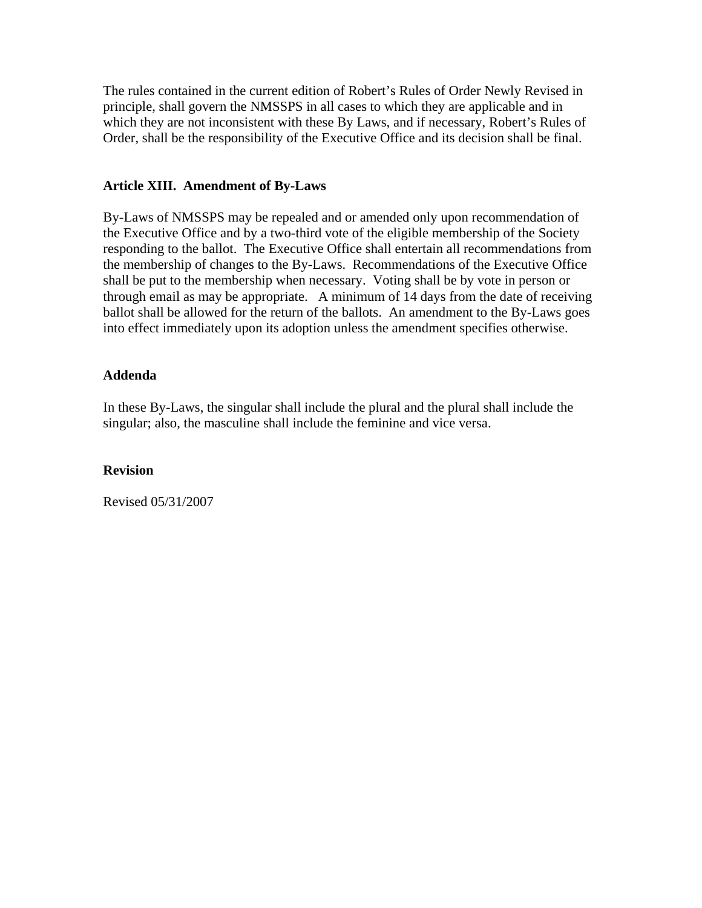The rules contained in the current edition of Robert's Rules of Order Newly Revised in principle, shall govern the NMSSPS in all cases to which they are applicable and in which they are not inconsistent with these By Laws, and if necessary, Robert's Rules of Order, shall be the responsibility of the Executive Office and its decision shall be final.

### Article XIII. Amendment of By-Laws

By-Laws of NMSSPS may be repealed and or amended only upon recommendation of the Executive Office and by a two-third vote of the eligible membership of the Society responding to the ballot. The Executive Office shall entertain all recommendations from the membership of changes to the By-Laws. Recommendations of the Executive Office shall be put to the membership when necessary. Voting shall be by vote in person or through email as may be appropriate. A minimum of 14 days from the date of receiving ballot shall be allowed for the return of the ballots. An amendment to the By-Laws goes into effect immediately upon its adoption unless the amendment specifies otherwise.

### Addenda

In these By-Laws, the singular shall include the plural and the plural shall include the singular; also, the masculine shall include the feminine and vice versa.

### Revision

Revised 05/31/2007